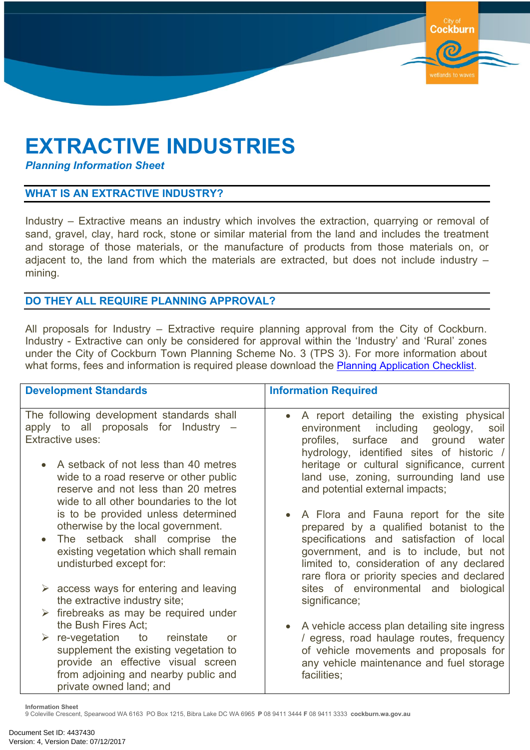# EXTRACTIVE INDUSTRIES

*Planning Information Sheet*

## WHAT IS AN EXTRACTIVE INDUSTRY?

Industry – Extractive means an industry which involves the extraction, quarrying or removal of sand, gravel, clay, hard rock, stone or similar material from the land and includes the treatment and storage of those materials, or the manufacture of products from those materials on, or adjacent to, the land from which the materials are extracted, but does not include industry – mining.

## DO THEY ALL REQUIRE PLANNING APPROVAL?

All proposals for Industry – Extractive require planning approval from the City of Cockburn. Industry - Extractive can only be considered for approval within the 'Industry' and 'Rural' zones under the City of Cockburn Town Planning Scheme No. 3 (TPS 3). For more information about what forms, fees and information is required please download the [Planning Application Checklist](Planning Application Checklist).

| Development Standards | Information Required |
|---|---|
| The following development standards shall apply to all proposals for Industry – Extractive uses:<br><br>• A setback of not less than 40 metres wide to a road reserve or other public reserve and not less than 20 metres wide to all other boundaries to the lot is to be provided unless determined otherwise by the local government.<br>• The setback shall comprise the existing vegetation which shall remain undisturbed except for:<br><br>➢ access ways for entering and leaving the extractive industry site;<br>➢ firebreaks as may be required under the Bush Fires Act;<br>➢ re-vegetation to reinstate or supplement the existing vegetation to provide an effective visual screen from adjoining and nearby public and private owned land; and | • A report detailing the existing physical environment including geology, soil profiles, surface and ground water hydrology, identified sites of historic / heritage or cultural significance, current land use, zoning, surrounding land use and potential external impacts;<br><br>• A Flora and Fauna report for the site prepared by a qualified botanist to the specifications and satisfaction of local government, and is to include, but not limited to, consideration of any declared rare flora or priority species and declared sites of environmental and biological significance;<br><br>• A vehicle access plan detailing site ingress / egress, road haulage routes, frequency of vehicle movements and proposals for any vehicle maintenance and fuel storage facilities; |

**Information Sheet**
9 Coleville Crescent, Spearwood WA 6163 PO Box 1215, Bibra Lake DC WA 6965 **P** 08 9411 3444 **F** 08 9411 3333 **cockburn.wa.gov.au**

Document Set ID: 4437430
Version: 4, Version Date: 07/12/2017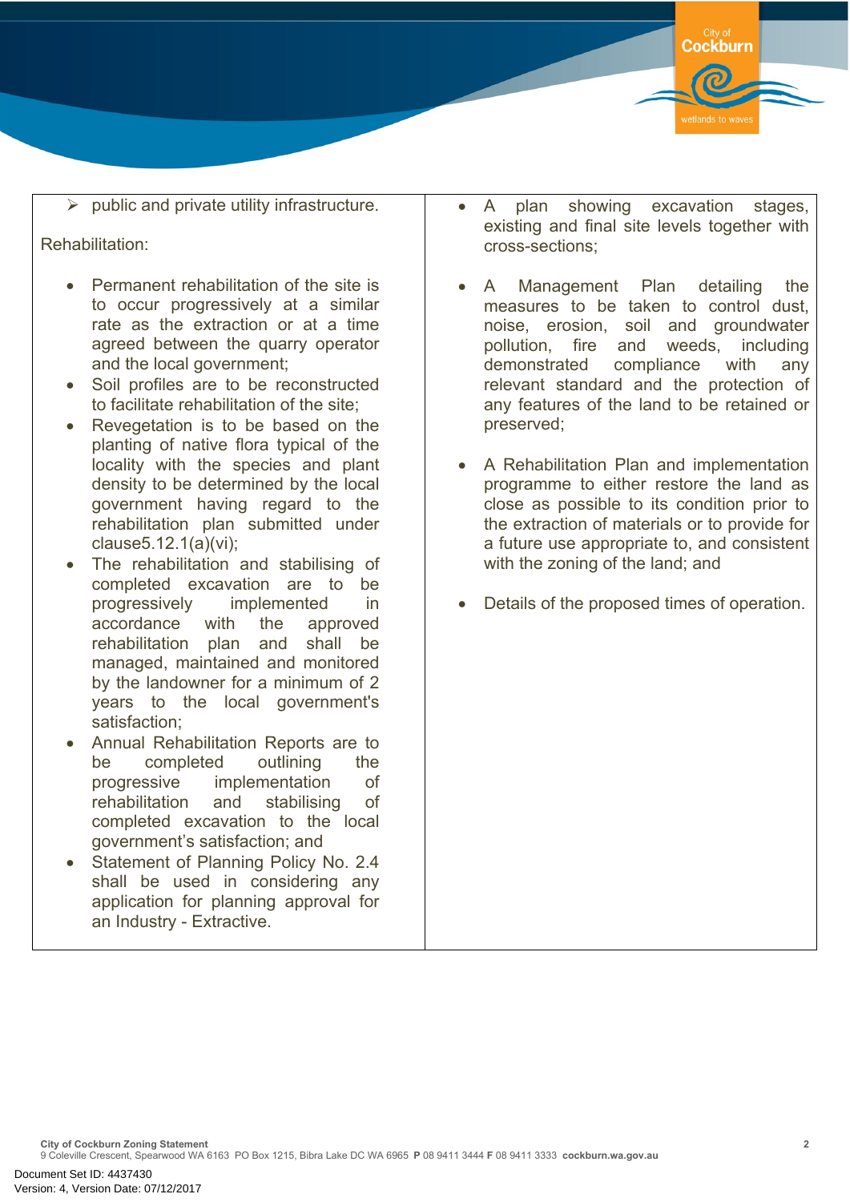- public and private utility infrastructure.

Rehabilitation:

- Permanent rehabilitation of the site is to occur progressively at a similar rate as the extraction or at a time agreed between the quarry operator and the local government;
- Soil profiles are to be reconstructed to facilitate rehabilitation of the site;
- Revegetation is to be based on the planting of native flora typical of the locality with the species and plant density to be determined by the local government having regard to the rehabilitation plan submitted under clause5.12.1(a)(vi);
- The rehabilitation and stabilising of completed excavation are to be progressively implemented in accordance with the approved rehabilitation plan and shall be managed, maintained and monitored by the landowner for a minimum of 2 years to the local government's satisfaction;
- Annual Rehabilitation Reports are to be completed outlining the progressive implementation of rehabilitation and stabilising of completed excavation to the local government's satisfaction; and
- Statement of Planning Policy No. 2.4 shall be used in considering any application for planning approval for an Industry - Extractive.

- A plan showing excavation stages, existing and final site levels together with cross-sections;
- A Management Plan detailing the measures to be taken to control dust, noise, erosion, soil and groundwater pollution, fire and weeds, including demonstrated compliance with any relevant standard and the protection of any features of the land to be retained or preserved;
- A Rehabilitation Plan and implementation programme to either restore the land as close as possible to its condition prior to the extraction of materials or to provide for a future use appropriate to, and consistent with the zoning of the land; and
- Details of the proposed times of operation.